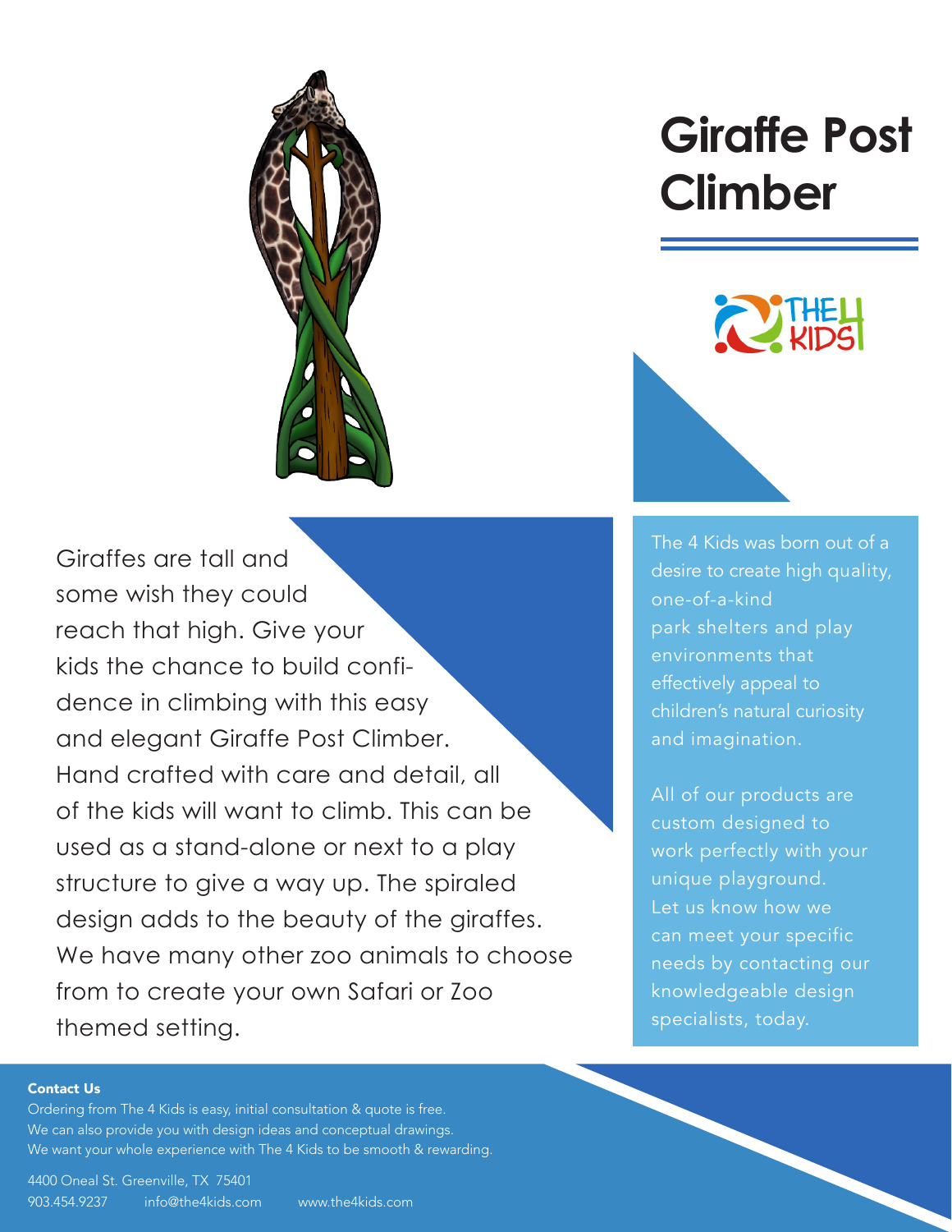# Giraffe Post Climber

Giraffes are tall and some wish they could reach that high. Give your kids the chance to build confidence in climbing with this easy and elegant Giraffe Post Climber. Hand crafted with care and detail, all of the kids will want to climb. This can be used as a stand-alone or next to a play structure to give a way up. The spiraled design adds to the beauty of the giraffes. We have many other zoo animals to choose from to create your own Safari or Zoo themed setting.

The 4 Kids was born out of a desire to create high quality, one-of-a-kind park shelters and play environments that effectively appeal to children's natural curiosity and imagination.

All of our products are custom designed to work perfectly with your unique playground. Let us know how we can meet your specific needs by contacting our knowledgeable design specialists, today.

**Contact Us**

Ordering from The 4 Kids is easy, initial consultation & quote is free.
We can also provide you with design ideas and conceptual drawings.
We want your whole experience with The 4 Kids to be smooth & rewarding.

4400 Oneal St. Greenville, TX 75401
903.454.9237 info@the4kids.com www.the4kids.com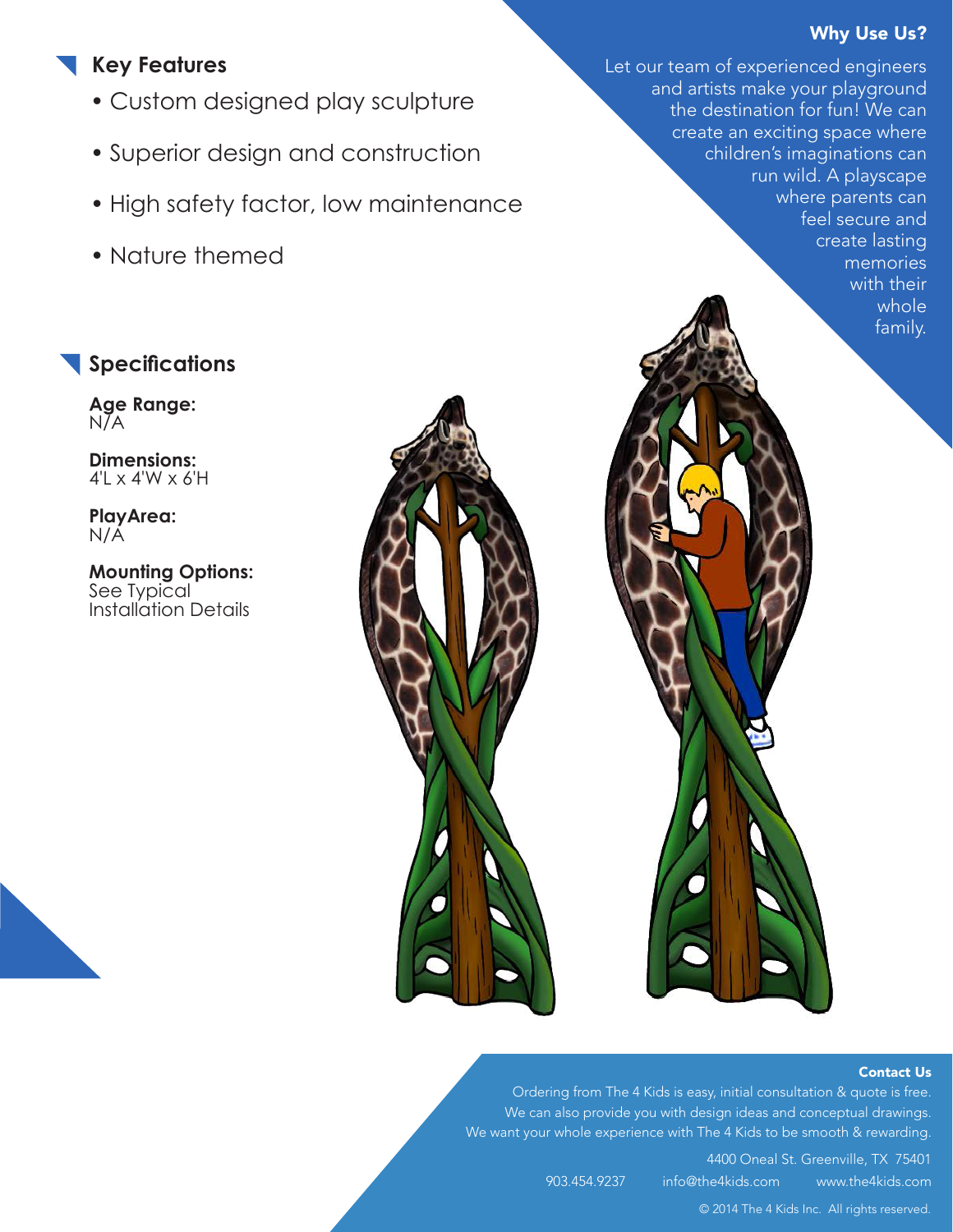## Key Features

- Custom designed play sculpture
- Superior design and construction
- High safety factor, low maintenance
- Nature themed

## Why Use Us?

Let our team of experienced engineers and artists make your playground the destination for fun! We can create an exciting space where children's imaginations can run wild. A playscape where parents can feel secure and create lasting memories with their whole family.

## Specifications

**Age Range:**
N/A

**Dimensions:**
4'L x 4'W x 6'H

**PlayArea:**
N/A

**Mounting Options:**
See Typical Installation Details

### Contact Us

Ordering from The 4 Kids is easy, initial consultation & quote is free.
We can also provide you with design ideas and conceptual drawings.
We want your whole experience with The 4 Kids to be smooth & rewarding.

4400 Oneal St. Greenville, TX 75401

903.454.9237 info@the4kids.com www.the4kids.com

© 2014 The 4 Kids Inc. All rights reserved.